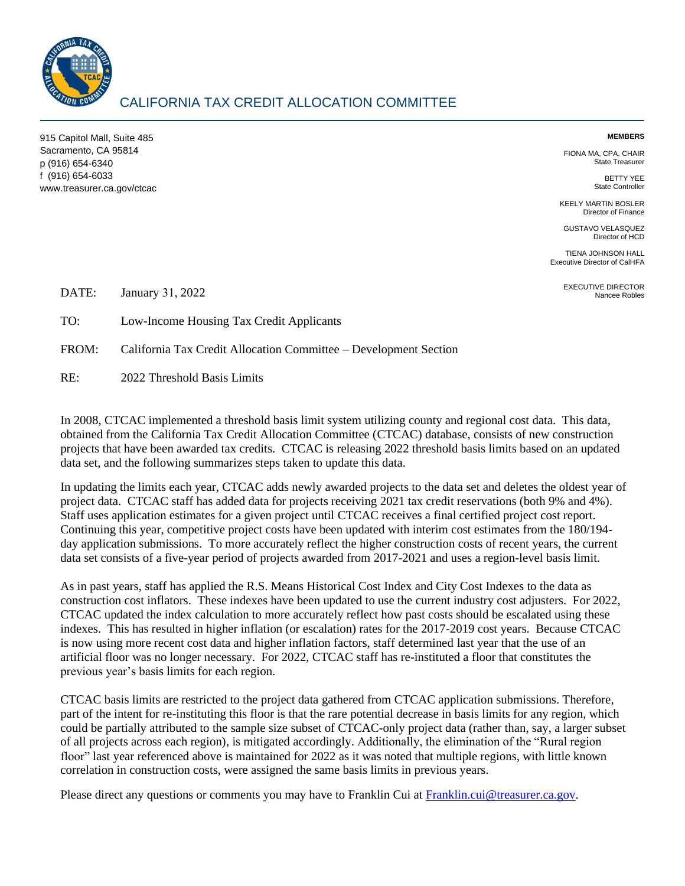# CALIFORNIA TAX CREDIT ALLOCATION COMMITTEE

915 Capitol Mall, Suite 485
Sacramento, CA 95814
p (916) 654-6340
f (916) 654-6033
www.treasurer.ca.gov/ctcac

**MEMBERS**

FIONA MA, CPA, CHAIR
State Treasurer

BETTY YEE
State Controller

KEELY MARTIN BOSLER
Director of Finance

GUSTAVO VELASQUEZ
Director of HCD

TIENA JOHNSON HALL
Executive Director of CalHFA

EXECUTIVE DIRECTOR
Nancee Robles

DATE: January 31, 2022

TO: Low-Income Housing Tax Credit Applicants

FROM: California Tax Credit Allocation Committee – Development Section

RE: 2022 Threshold Basis Limits

In 2008, CTCAC implemented a threshold basis limit system utilizing county and regional cost data. This data, obtained from the California Tax Credit Allocation Committee (CTCAC) database, consists of new construction projects that have been awarded tax credits. CTCAC is releasing 2022 threshold basis limits based on an updated data set, and the following summarizes steps taken to update this data.

In updating the limits each year, CTCAC adds newly awarded projects to the data set and deletes the oldest year of project data. CTCAC staff has added data for projects receiving 2021 tax credit reservations (both 9% and 4%). Staff uses application estimates for a given project until CTCAC receives a final certified project cost report. Continuing this year, competitive project costs have been updated with interim cost estimates from the 180/194-day application submissions. To more accurately reflect the higher construction costs of recent years, the current data set consists of a five-year period of projects awarded from 2017-2021 and uses a region-level basis limit.

As in past years, staff has applied the R.S. Means Historical Cost Index and City Cost Indexes to the data as construction cost inflators. These indexes have been updated to use the current industry cost adjusters. For 2022, CTCAC updated the index calculation to more accurately reflect how past costs should be escalated using these indexes. This has resulted in higher inflation (or escalation) rates for the 2017-2019 cost years. Because CTCAC is now using more recent cost data and higher inflation factors, staff determined last year that the use of an artificial floor was no longer necessary. For 2022, CTCAC staff has re-instituted a floor that constitutes the previous year's basis limits for each region.

CTCAC basis limits are restricted to the project data gathered from CTCAC application submissions. Therefore, part of the intent for re-instituting this floor is that the rare potential decrease in basis limits for any region, which could be partially attributed to the sample size subset of CTCAC-only project data (rather than, say, a larger subset of all projects across each region), is mitigated accordingly. Additionally, the elimination of the "Rural region floor" last year referenced above is maintained for 2022 as it was noted that multiple regions, with little known correlation in construction costs, were assigned the same basis limits in previous years.

Please direct any questions or comments you may have to Franklin Cui at [Franklin.cui@treasurer.ca.gov](mailto:Franklin.cui@treasurer.ca.gov).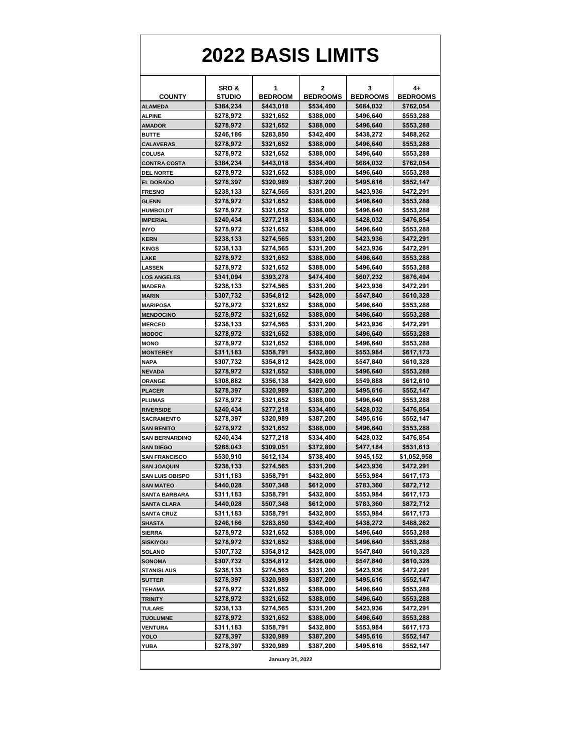# 2022 BASIS LIMITS

| COUNTY | SRO & STUDIO | 1 BEDROOM | 2 BEDROOMS | 3 BEDROOMS | 4+ BEDROOMS |
|---|---|---|---|---|---|
| ALAMEDA | $384,234 | $443,018 | $534,400 | $684,032 | $762,054 |
| ALPINE | $278,972 | $321,652 | $388,000 | $496,640 | $553,288 |
| AMADOR | $278,972 | $321,652 | $388,000 | $496,640 | $553,288 |
| BUTTE | $246,186 | $283,850 | $342,400 | $438,272 | $488,262 |
| CALAVERAS | $278,972 | $321,652 | $388,000 | $496,640 | $553,288 |
| COLUSA | $278,972 | $321,652 | $388,000 | $496,640 | $553,288 |
| CONTRA COSTA | $384,234 | $443,018 | $534,400 | $684,032 | $762,054 |
| DEL NORTE | $278,972 | $321,652 | $388,000 | $496,640 | $553,288 |
| EL DORADO | $278,397 | $320,989 | $387,200 | $495,616 | $552,147 |
| FRESNO | $238,133 | $274,565 | $331,200 | $423,936 | $472,291 |
| GLENN | $278,972 | $321,652 | $388,000 | $496,640 | $553,288 |
| HUMBOLDT | $278,972 | $321,652 | $388,000 | $496,640 | $553,288 |
| IMPERIAL | $240,434 | $277,218 | $334,400 | $428,032 | $476,854 |
| INYO | $278,972 | $321,652 | $388,000 | $496,640 | $553,288 |
| KERN | $238,133 | $274,565 | $331,200 | $423,936 | $472,291 |
| KINGS | $238,133 | $274,565 | $331,200 | $423,936 | $472,291 |
| LAKE | $278,972 | $321,652 | $388,000 | $496,640 | $553,288 |
| LASSEN | $278,972 | $321,652 | $388,000 | $496,640 | $553,288 |
| LOS ANGELES | $341,094 | $393,278 | $474,400 | $607,232 | $676,494 |
| MADERA | $238,133 | $274,565 | $331,200 | $423,936 | $472,291 |
| MARIN | $307,732 | $354,812 | $428,000 | $547,840 | $610,328 |
| MARIPOSA | $278,972 | $321,652 | $388,000 | $496,640 | $553,288 |
| MENDOCINO | $278,972 | $321,652 | $388,000 | $496,640 | $553,288 |
| MERCED | $238,133 | $274,565 | $331,200 | $423,936 | $472,291 |
| MODOC | $278,972 | $321,652 | $388,000 | $496,640 | $553,288 |
| MONO | $278,972 | $321,652 | $388,000 | $496,640 | $553,288 |
| MONTEREY | $311,183 | $358,791 | $432,800 | $553,984 | $617,173 |
| NAPA | $307,732 | $354,812 | $428,000 | $547,840 | $610,328 |
| NEVADA | $278,972 | $321,652 | $388,000 | $496,640 | $553,288 |
| ORANGE | $308,882 | $356,138 | $429,600 | $549,888 | $612,610 |
| PLACER | $278,397 | $320,989 | $387,200 | $495,616 | $552,147 |
| PLUMAS | $278,972 | $321,652 | $388,000 | $496,640 | $553,288 |
| RIVERSIDE | $240,434 | $277,218 | $334,400 | $428,032 | $476,854 |
| SACRAMENTO | $278,397 | $320,989 | $387,200 | $495,616 | $552,147 |
| SAN BENITO | $278,972 | $321,652 | $388,000 | $496,640 | $553,288 |
| SAN BERNARDINO | $240,434 | $277,218 | $334,400 | $428,032 | $476,854 |
| SAN DIEGO | $268,043 | $309,051 | $372,800 | $477,184 | $531,613 |
| SAN FRANCISCO | $530,910 | $612,134 | $738,400 | $945,152 | $1,052,958 |
| SAN JOAQUIN | $238,133 | $274,565 | $331,200 | $423,936 | $472,291 |
| SAN LUIS OBISPO | $311,183 | $358,791 | $432,800 | $553,984 | $617,173 |
| SAN MATEO | $440,028 | $507,348 | $612,000 | $783,360 | $872,712 |
| SANTA BARBARA | $311,183 | $358,791 | $432,800 | $553,984 | $617,173 |
| SANTA CLARA | $440,028 | $507,348 | $612,000 | $783,360 | $872,712 |
| SANTA CRUZ | $311,183 | $358,791 | $432,800 | $553,984 | $617,173 |
| SHASTA | $246,186 | $283,850 | $342,400 | $438,272 | $488,262 |
| SIERRA | $278,972 | $321,652 | $388,000 | $496,640 | $553,288 |
| SISKIYOU | $278,972 | $321,652 | $388,000 | $496,640 | $553,288 |
| SOLANO | $307,732 | $354,812 | $428,000 | $547,840 | $610,328 |
| SONOMA | $307,732 | $354,812 | $428,000 | $547,840 | $610,328 |
| STANISLAUS | $238,133 | $274,565 | $331,200 | $423,936 | $472,291 |
| SUTTER | $278,397 | $320,989 | $387,200 | $495,616 | $552,147 |
| TEHAMA | $278,972 | $321,652 | $388,000 | $496,640 | $553,288 |
| TRINITY | $278,972 | $321,652 | $388,000 | $496,640 | $553,288 |
| TULARE | $238,133 | $274,565 | $331,200 | $423,936 | $472,291 |
| TUOLUMNE | $278,972 | $321,652 | $388,000 | $496,640 | $553,288 |
| VENTURA | $311,183 | $358,791 | $432,800 | $553,984 | $617,173 |
| YOLO | $278,397 | $320,989 | $387,200 | $495,616 | $552,147 |
| YUBA | $278,397 | $320,989 | $387,200 | $495,616 | $552,147 |

January 31, 2022